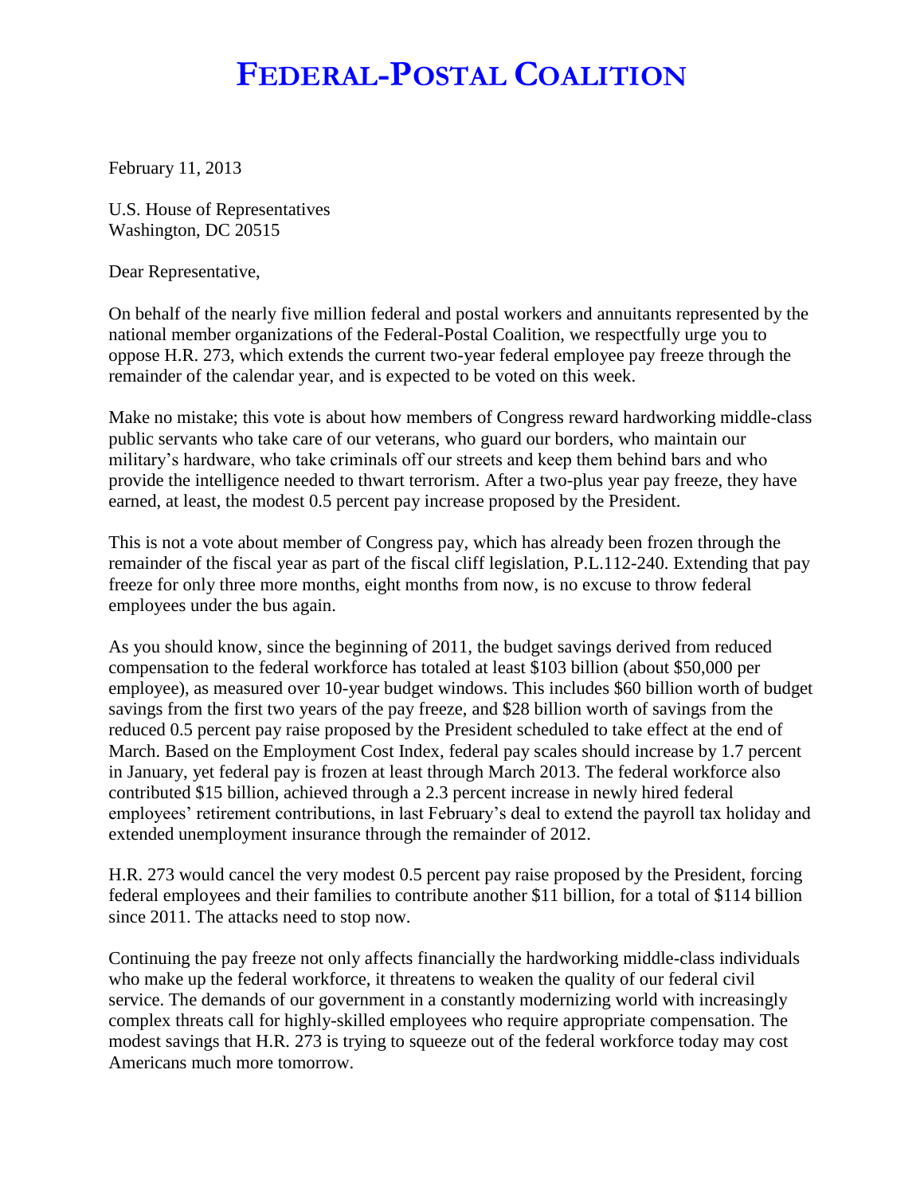# FEDERAL-POSTAL COALITION

February 11, 2013

U.S. House of Representatives
Washington, DC 20515

Dear Representative,

On behalf of the nearly five million federal and postal workers and annuitants represented by the national member organizations of the Federal-Postal Coalition, we respectfully urge you to oppose H.R. 273, which extends the current two-year federal employee pay freeze through the remainder of the calendar year, and is expected to be voted on this week.

Make no mistake; this vote is about how members of Congress reward hardworking middle-class public servants who take care of our veterans, who guard our borders, who maintain our military's hardware, who take criminals off our streets and keep them behind bars and who provide the intelligence needed to thwart terrorism. After a two-plus year pay freeze, they have earned, at least, the modest 0.5 percent pay increase proposed by the President.

This is not a vote about member of Congress pay, which has already been frozen through the remainder of the fiscal year as part of the fiscal cliff legislation, P.L.112-240. Extending that pay freeze for only three more months, eight months from now, is no excuse to throw federal employees under the bus again.

As you should know, since the beginning of 2011, the budget savings derived from reduced compensation to the federal workforce has totaled at least $103 billion (about $50,000 per employee), as measured over 10-year budget windows. This includes $60 billion worth of budget savings from the first two years of the pay freeze, and $28 billion worth of savings from the reduced 0.5 percent pay raise proposed by the President scheduled to take effect at the end of March. Based on the Employment Cost Index, federal pay scales should increase by 1.7 percent in January, yet federal pay is frozen at least through March 2013. The federal workforce also contributed $15 billion, achieved through a 2.3 percent increase in newly hired federal employees' retirement contributions, in last February's deal to extend the payroll tax holiday and extended unemployment insurance through the remainder of 2012.

H.R. 273 would cancel the very modest 0.5 percent pay raise proposed by the President, forcing federal employees and their families to contribute another $11 billion, for a total of $114 billion since 2011. The attacks need to stop now.

Continuing the pay freeze not only affects financially the hardworking middle-class individuals who make up the federal workforce, it threatens to weaken the quality of our federal civil service. The demands of our government in a constantly modernizing world with increasingly complex threats call for highly-skilled employees who require appropriate compensation. The modest savings that H.R. 273 is trying to squeeze out of the federal workforce today may cost Americans much more tomorrow.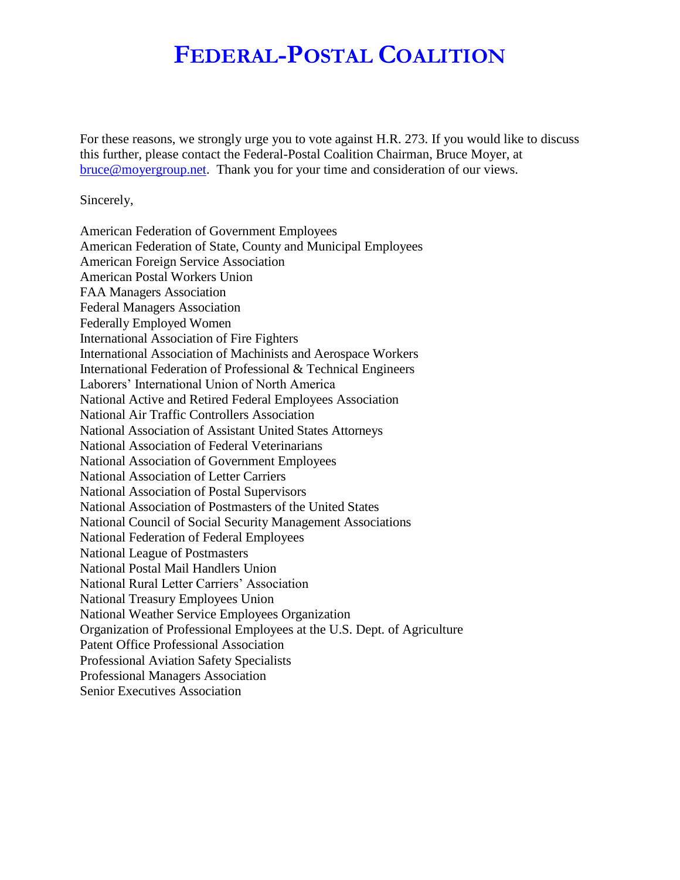# FEDERAL-POSTAL COALITION

For these reasons, we strongly urge you to vote against H.R. 273. If you would like to discuss this further, please contact the Federal-Postal Coalition Chairman, Bruce Moyer, at bruce@moyergroup.net. Thank you for your time and consideration of our views.

Sincerely,

American Federation of Government Employees
American Federation of State, County and Municipal Employees
American Foreign Service Association
American Postal Workers Union
FAA Managers Association
Federal Managers Association
Federally Employed Women
International Association of Fire Fighters
International Association of Machinists and Aerospace Workers
International Federation of Professional & Technical Engineers
Laborers' International Union of North America
National Active and Retired Federal Employees Association
National Air Traffic Controllers Association
National Association of Assistant United States Attorneys
National Association of Federal Veterinarians
National Association of Government Employees
National Association of Letter Carriers
National Association of Postal Supervisors
National Association of Postmasters of the United States
National Council of Social Security Management Associations
National Federation of Federal Employees
National League of Postmasters
National Postal Mail Handlers Union
National Rural Letter Carriers' Association
National Treasury Employees Union
National Weather Service Employees Organization
Organization of Professional Employees at the U.S. Dept. of Agriculture
Patent Office Professional Association
Professional Aviation Safety Specialists
Professional Managers Association
Senior Executives Association